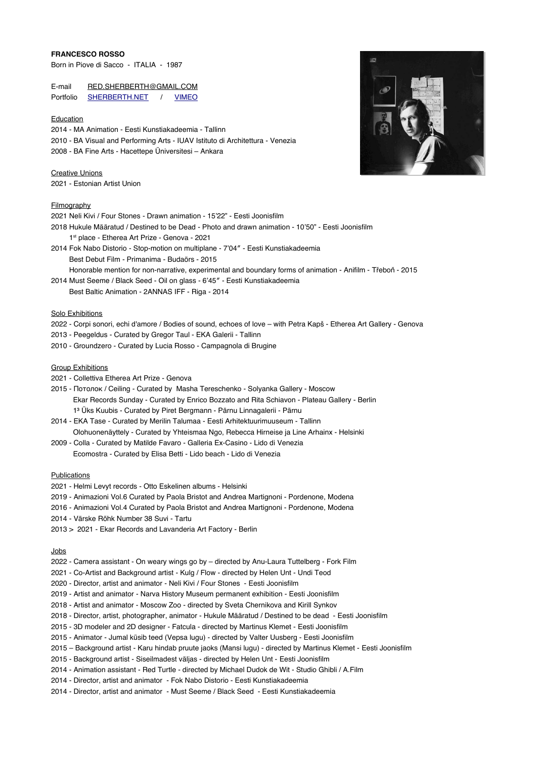**FRANCESCO ROSSO**

Born in Piove di Sacco - ITALIA - 1987

E-mail RED.SHERBERTH@GMAIL.COM
Portfolio SHERBERTH.NET / VIMEO

## Education

2014 - MA Animation - Eesti Kunstiakadeemia - Tallinn
2010 - BA Visual and Performing Arts - IUAV Istituto di Architettura - Venezia
2008 - BA Fine Arts - Hacettepe Üniversitesi – Ankara

## Creative Unions

2021 - Estonian Artist Union

## Filmography

2021 Neli Kivi / Four Stones - Drawn animation - 15'22" - Eesti Joonisfilm
2018 Hukule Määratud / Destined to be Dead - Photo and drawn animation - 10'50" - Eesti Joonisfilm
    1st place - Etherea Art Prize - Genova - 2021
2014 Fok Nabo Distorio - Stop-motion on multiplane - 7'04″ - Eesti Kunstiakadeemia
    Best Debut Film - Primanima - Budaörs - 2015
    Honorable mention for non-narrative, experimental and boundary forms of animation - Anifilm - Třeboň - 2015
2014 Must Seeme / Black Seed - Oil on glass - 6'45″ - Eesti Kunstiakadeemia
    Best Baltic Animation - 2ANNAS IFF - Riga - 2014

## Solo Exhibitions

2022 - Corpi sonori, echi d'amore / Bodies of sound, echoes of love – with Petra Kapš - Etherea Art Gallery - Genova
2013 - Peegeldus - Curated by Gregor Taul - EKA Galerii - Tallinn
2010 - Groundzero - Curated by Lucia Rosso - Campagnola di Brugine

## Group Exhibitions

2021 - Collettiva Etherea Art Prize - Genova
2015 - Потолок / Ceiling - Curated by Masha Tereschenko - Solyanka Gallery - Moscow
    Ekar Records Sunday - Curated by Enrico Bozzato and Rita Schiavon - Plateau Gallery - Berlin
    1³ Üks Kuubis - Curated by Piret Bergmann - Pärnu Linnagalerii - Pärnu
2014 - EKA Tase - Curated by Merilin Talumaa - Eesti Arhitektuurimuuseum - Tallinn
    Olohuonenäyttely - Curated by Yhteismaa Ngo, Rebecca Hirneise ja Line Arhainx - Helsinki
2009 - Colla - Curated by Matilde Favaro - Galleria Ex-Casino - Lido di Venezia
    Ecomostra - Curated by Elisa Betti - Lido beach - Lido di Venezia

## Publications

2021 - Helmi Levyt records - Otto Eskelinen albums - Helsinki
2019 - Animazioni Vol.6 Curated by Paola Bristot and Andrea Martignoni - Pordenone, Modena
2016 - Animazioni Vol.4 Curated by Paola Bristot and Andrea Martignoni - Pordenone, Modena
2014 - Värske Rõhk Number 38 Suvi - Tartu
2013 > 2021 - Ekar Records and Lavanderia Art Factory - Berlin

## Jobs

2022 - Camera assistant - On weary wings go by – directed by Anu-Laura Tuttelberg - Fork Film
2021 - Co-Artist and Background artist - Kulg / Flow - directed by Helen Unt - Undi Teod
2020 - Director, artist and animator - Neli Kivi / Four Stones - Eesti Joonisfilm
2019 - Artist and animator - Narva History Museum permanent exhibition - Eesti Joonisfilm
2018 - Artist and animator - Moscow Zoo - directed by Sveta Chernikova and Kirill Synkov
2018 - Director, artist, photographer, animator - Hukule Määratud / Destined to be dead - Eesti Joonisfilm
2015 - 3D modeler and 2D designer - Fatcula - directed by Martinus Klemet - Eesti Joonisfilm
2015 - Animator - Jumal küsib teed (Vepsa lugu) - directed by Valter Uusberg - Eesti Joonisfilm
2015 – Background artist - Karu hindab pruute jaoks (Mansi lugu) - directed by Martinus Klemet - Eesti Joonisfilm
2015 - Background artist - Siseilmadest väljas - directed by Helen Unt - Eesti Joonisfilm
2014 - Animation assistant - Red Turtle - directed by Michael Dudok de Wit - Studio Ghibli / A.Film
2014 - Director, artist and animator - Fok Nabo Distorio - Eesti Kunstiakadeemia
2014 - Director, artist and animator - Must Seeme / Black Seed - Eesti Kunstiakadeemia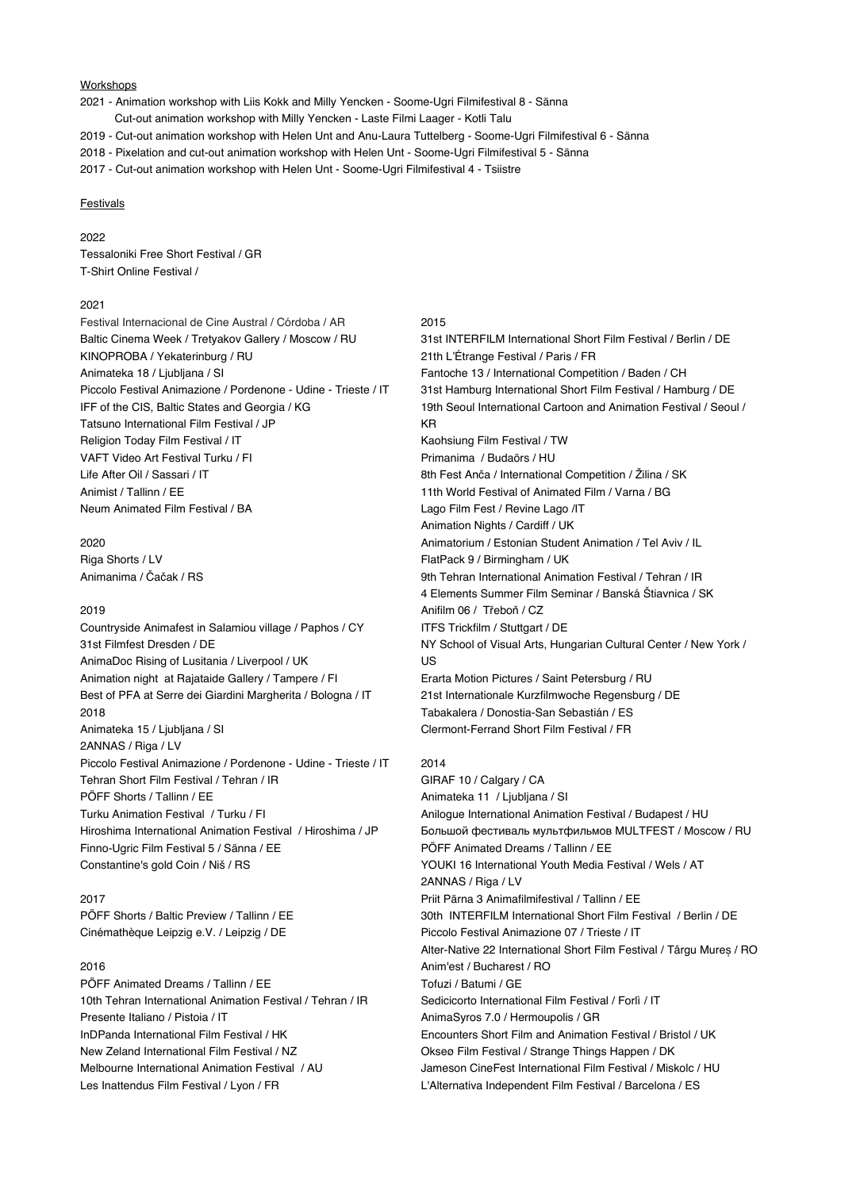Workshops

2021 - Animation workshop with Liis Kokk and Milly Yencken - Soome-Ugri Filmifestival 8 - Sänna
Cut-out animation workshop with Milly Yencken - Laste Filmi Laager - Kotli Talu
2019 - Cut-out animation workshop with Helen Unt and Anu-Laura Tuttelberg - Soome-Ugri Filmifestival 6 - Sänna
2018 - Pixelation and cut-out animation workshop with Helen Unt - Soome-Ugri Filmifestival 5 - Sänna
2017 - Cut-out animation workshop with Helen Unt - Soome-Ugri Filmifestival 4 - Tsiistre

Festivals

2022
Tessaloniki Free Short Festival / GR
T-Shirt Online Festival /

2021
Festival Internacional de Cine Austral / Córdoba / AR
Baltic Cinema Week / Tretyakov Gallery / Moscow / RU
KINOPROBA / Yekaterinburg / RU
Animateka 18 / Ljubljana / SI
Piccolo Festival Animazione / Pordenone - Udine - Trieste / IT
IFF of the CIS, Baltic States and Georgia / KG
Tatsuno International Film Festival / JP
Religion Today Film Festival / IT
VAFT Video Art Festival Turku / FI
Life After Oil / Sassari / IT
Animist / Tallinn / EE
Neum Animated Film Festival / BA

2020
Riga Shorts / LV
Animanima / Čačak / RS

2019
Countryside Animafest in Salamiou village / Paphos / CY
31st Filmfest Dresden / DE
AnimaDoc Rising of Lusitania / Liverpool / UK
Animation night at Rajataide Gallery / Tampere / FI
Best of PFA at Serre dei Giardini Margherita / Bologna / IT

2018
Animateka 15 / Ljubljana / SI
2ANNAS / Riga / LV
Piccolo Festival Animazione / Pordenone - Udine - Trieste / IT
Tehran Short Film Festival / Tehran / IR
PÖFF Shorts / Tallinn / EE
Turku Animation Festival / Turku / FI
Hiroshima International Animation Festival / Hiroshima / JP
Finno-Ugric Film Festival 5 / Sänna / EE
Constantine's gold Coin / Niš / RS

2017
PÖFF Shorts / Baltic Preview / Tallinn / EE
Cinémathèque Leipzig e.V. / Leipzig / DE

2016
PÖFF Animated Dreams / Tallinn / EE
10th Tehran International Animation Festival / Tehran / IR
Presente Italiano / Pistoia / IT
InDPanda International Film Festival / HK
New Zeland International Film Festival / NZ
Melbourne International Animation Festival / AU
Les Inattendus Film Festival / Lyon / FR

2015
31st INTERFILM International Short Film Festival / Berlin / DE
21th L'Étrange Festival / Paris / FR
Fantoche 13 / International Competition / Baden / CH
31st Hamburg International Short Film Festival / Hamburg / DE
19th Seoul International Cartoon and Animation Festival / Seoul / KR
Kaohsiung Film Festival / TW
Primanima / Budaörs / HU
8th Fest Anča / International Competition / Žilina / SK
11th World Festival of Animated Film / Varna / BG
Lago Film Fest / Revine Lago /IT
Animation Nights / Cardiff / UK
Animatorium / Estonian Student Animation / Tel Aviv / IL
FlatPack 9 / Birmingham / UK
9th Tehran International Animation Festival / Tehran / IR
4 Elements Summer Film Seminar / Banská Štiavnica / SK
Anifilm 06 / Třeboň / CZ
ITFS Trickfilm / Stuttgart / DE
NY School of Visual Arts, Hungarian Cultural Center / New York / US
Erarta Motion Pictures / Saint Petersburg / RU
21st Internationale Kurzfilmwoche Regensburg / DE
Tabakalera / Donostia-San Sebastián / ES
Clermont-Ferrand Short Film Festival / FR

2014
GIRAF 10 / Calgary / CA
Animateka 11 / Ljubljana / SI
Anilogue International Animation Festival / Budapest / HU
Большой фестиваль мультфильмов MULTFEST / Moscow / RU
PÖFF Animated Dreams / Tallinn / EE
YOUKI 16 International Youth Media Festival / Wels / AT
2ANNAS / Riga / LV
Priit Pärna 3 Animafilmifestival / Tallinn / EE
30th INTERFILM International Short Film Festival / Berlin / DE
Piccolo Festival Animazione 07 / Trieste / IT
Alter-Native 22 International Short Film Festival / Târgu Mureș / RO
Anim'est / Bucharest / RO
Tofuzi / Batumi / GE
Sedicicorto International Film Festival / Forlì / IT
AnimaSyros 7.0 / Hermoupolis / GR
Encounters Short Film and Animation Festival / Bristol / UK
Okseø Film Festival / Strange Things Happen / DK
Jameson CineFest International Film Festival / Miskolc / HU
L'Alternativa Independent Film Festival / Barcelona / ES